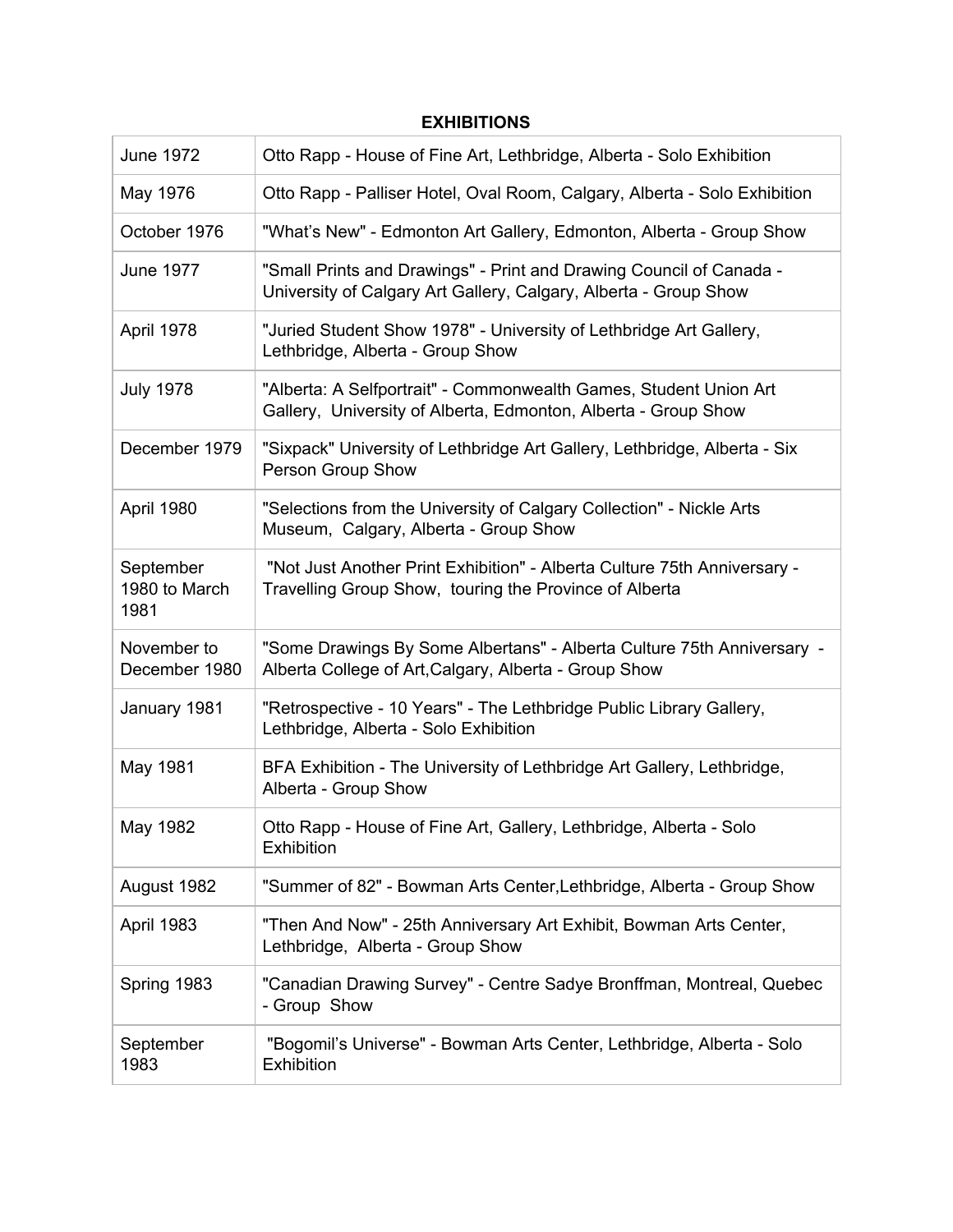## EXHIBITIONS

| | |
|---|---|
| June 1972 | Otto Rapp - House of Fine Art, Lethbridge, Alberta - Solo Exhibition |
| May 1976 | Otto Rapp - Palliser Hotel, Oval Room, Calgary, Alberta - Solo Exhibition |
| October 1976 | "What's New" - Edmonton Art Gallery, Edmonton, Alberta - Group Show |
| June 1977 | "Small Prints and Drawings" - Print and Drawing Council of Canada - University of Calgary Art Gallery, Calgary, Alberta - Group Show |
| April 1978 | "Juried Student Show 1978" - University of Lethbridge Art Gallery, Lethbridge, Alberta - Group Show |
| July 1978 | "Alberta: A Selfportrait" - Commonwealth Games, Student Union Art Gallery, University of Alberta, Edmonton, Alberta - Group Show |
| December 1979 | "Sixpack" University of Lethbridge Art Gallery, Lethbridge, Alberta - Six Person Group Show |
| April 1980 | "Selections from the University of Calgary Collection" - Nickle Arts Museum, Calgary, Alberta - Group Show |
| September 1980 to March 1981 | "Not Just Another Print Exhibition" - Alberta Culture 75th Anniversary - Travelling Group Show, touring the Province of Alberta |
| November to December 1980 | "Some Drawings By Some Albertans" - Alberta Culture 75th Anniversary - Alberta College of Art,Calgary, Alberta - Group Show |
| January 1981 | "Retrospective - 10 Years" - The Lethbridge Public Library Gallery, Lethbridge, Alberta - Solo Exhibition |
| May 1981 | BFA Exhibition - The University of Lethbridge Art Gallery, Lethbridge, Alberta - Group Show |
| May 1982 | Otto Rapp - House of Fine Art, Gallery, Lethbridge, Alberta - Solo Exhibition |
| August 1982 | "Summer of 82" - Bowman Arts Center,Lethbridge, Alberta - Group Show |
| April 1983 | "Then And Now" - 25th Anniversary Art Exhibit, Bowman Arts Center, Lethbridge, Alberta - Group Show |
| Spring 1983 | "Canadian Drawing Survey" - Centre Sadye Bronffman, Montreal, Quebec - Group Show |
| September 1983 | "Bogomil's Universe" - Bowman Arts Center, Lethbridge, Alberta - Solo Exhibition |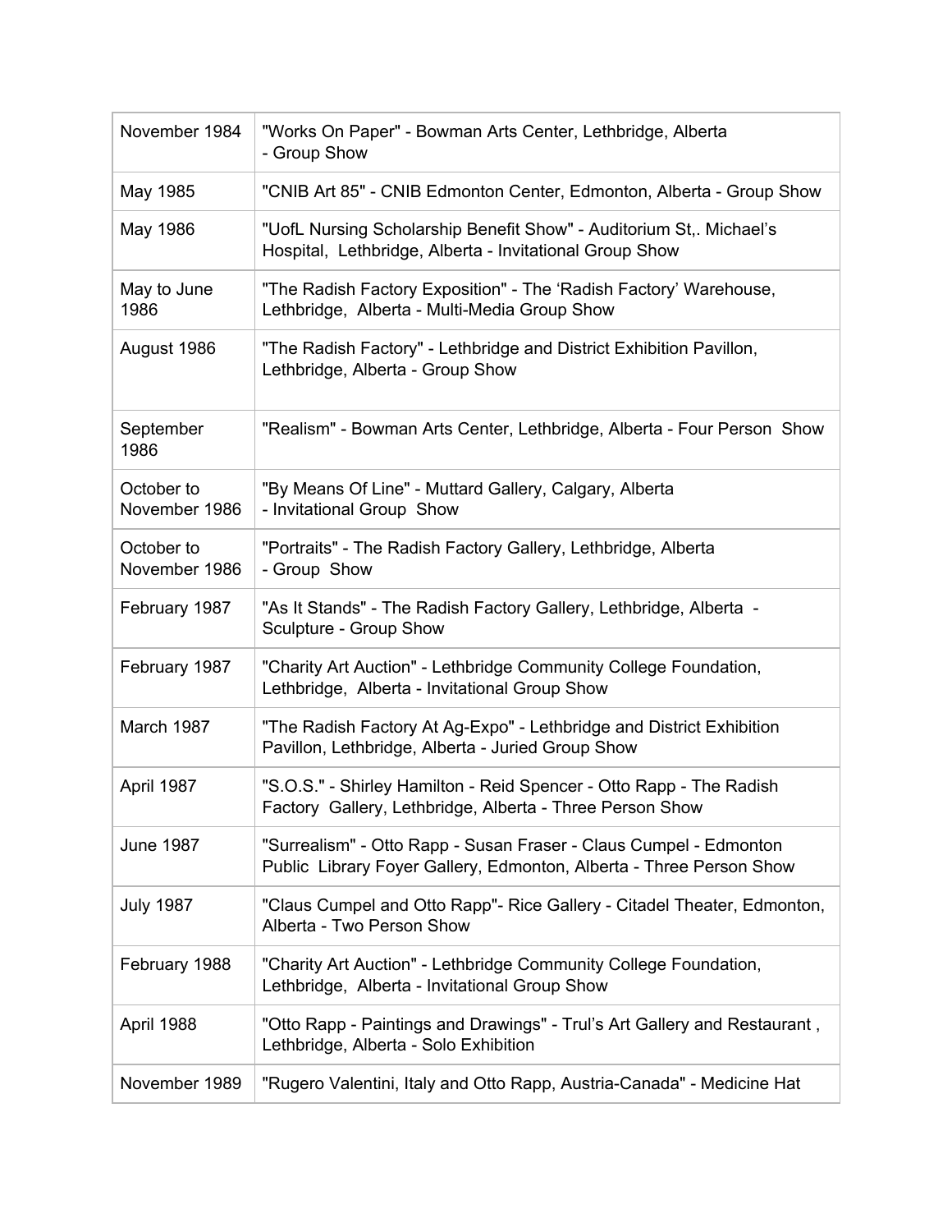| | |
|---|---|
| November 1984 | "Works On Paper" - Bowman Arts Center, Lethbridge, Alberta - Group Show |
| May 1985 | "CNIB Art 85" - CNIB Edmonton Center, Edmonton, Alberta - Group Show |
| May 1986 | "UofL Nursing Scholarship Benefit Show" - Auditorium St,. Michael's Hospital, Lethbridge, Alberta - Invitational Group Show |
| May to June 1986 | "The Radish Factory Exposition" - The 'Radish Factory' Warehouse, Lethbridge, Alberta - Multi-Media Group Show |
| August 1986 | "The Radish Factory" - Lethbridge and District Exhibition Pavillon, Lethbridge, Alberta - Group Show |
| September 1986 | "Realism" - Bowman Arts Center, Lethbridge, Alberta - Four Person Show |
| October to November 1986 | "By Means Of Line" - Muttard Gallery, Calgary, Alberta - Invitational Group Show |
| October to November 1986 | "Portraits" - The Radish Factory Gallery, Lethbridge, Alberta - Group Show |
| February 1987 | "As It Stands" - The Radish Factory Gallery, Lethbridge, Alberta - Sculpture - Group Show |
| February 1987 | "Charity Art Auction" - Lethbridge Community College Foundation, Lethbridge, Alberta - Invitational Group Show |
| March 1987 | "The Radish Factory At Ag-Expo" - Lethbridge and District Exhibition Pavillon, Lethbridge, Alberta - Juried Group Show |
| April 1987 | "S.O.S." - Shirley Hamilton - Reid Spencer - Otto Rapp - The Radish Factory Gallery, Lethbridge, Alberta - Three Person Show |
| June 1987 | "Surrealism" - Otto Rapp - Susan Fraser - Claus Cumpel - Edmonton Public Library Foyer Gallery, Edmonton, Alberta - Three Person Show |
| July 1987 | "Claus Cumpel and Otto Rapp"- Rice Gallery - Citadel Theater, Edmonton, Alberta - Two Person Show |
| February 1988 | "Charity Art Auction" - Lethbridge Community College Foundation, Lethbridge, Alberta - Invitational Group Show |
| April 1988 | "Otto Rapp - Paintings and Drawings" - Trul's Art Gallery and Restaurant , Lethbridge, Alberta - Solo Exhibition |
| November 1989 | "Rugero Valentini, Italy and Otto Rapp, Austria-Canada" - Medicine Hat |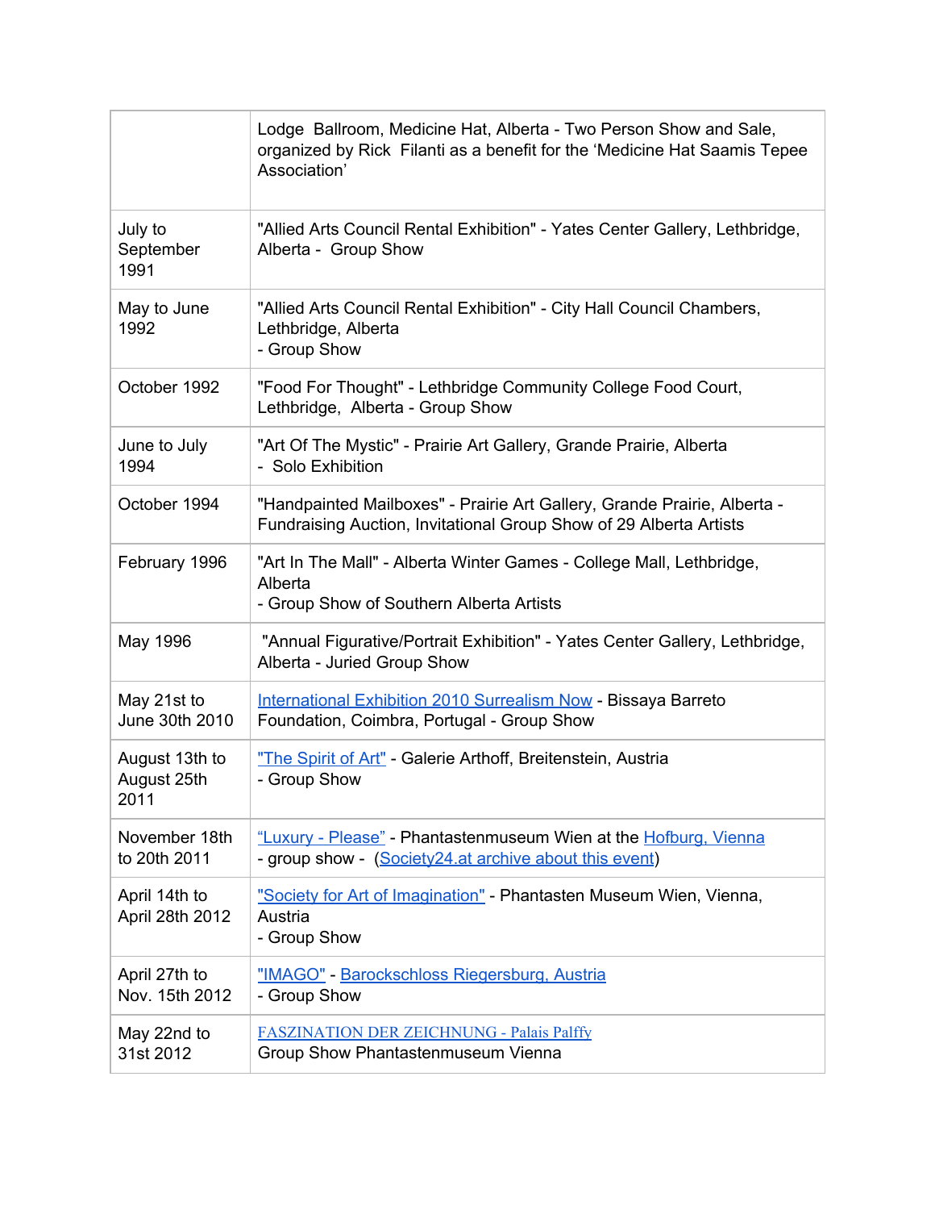| | |
|---|---|
| | Lodge Ballroom, Medicine Hat, Alberta - Two Person Show and Sale, organized by Rick Filanti as a benefit for the 'Medicine Hat Saamis Tepee Association' |
| July to September 1991 | "Allied Arts Council Rental Exhibition" - Yates Center Gallery, Lethbridge, Alberta - Group Show |
| May to June 1992 | "Allied Arts Council Rental Exhibition" - City Hall Council Chambers, Lethbridge, Alberta<br>- Group Show |
| October 1992 | "Food For Thought" - Lethbridge Community College Food Court, Lethbridge, Alberta - Group Show |
| June to July 1994 | "Art Of The Mystic" - Prairie Art Gallery, Grande Prairie, Alberta<br>- Solo Exhibition |
| October 1994 | "Handpainted Mailboxes" - Prairie Art Gallery, Grande Prairie, Alberta - Fundraising Auction, Invitational Group Show of 29 Alberta Artists |
| February 1996 | "Art In The Mall" - Alberta Winter Games - College Mall, Lethbridge, Alberta<br>- Group Show of Southern Alberta Artists |
| May 1996 | "Annual Figurative/Portrait Exhibition" - Yates Center Gallery, Lethbridge, Alberta - Juried Group Show |
| May 21st to June 30th 2010 | International Exhibition 2010 Surrealism Now - Bissaya Barreto Foundation, Coimbra, Portugal - Group Show |
| August 13th to August 25th 2011 | "The Spirit of Art" - Galerie Arthoff, Breitenstein, Austria<br>- Group Show |
| November 18th to 20th 2011 | "Luxury - Please" - Phantastenmuseum Wien at the Hofburg, Vienna<br>- group show - (Society24.at archive about this event) |
| April 14th to April 28th 2012 | "Society for Art of Imagination" - Phantasten Museum Wien, Vienna, Austria<br>- Group Show |
| April 27th to Nov. 15th 2012 | "IMAGO" - Barockschloss Riegersburg, Austria<br>- Group Show |
| May 22nd to 31st 2012 | FASZINATION DER ZEICHNUNG - Palais Palffy<br>Group Show Phantastenmuseum Vienna |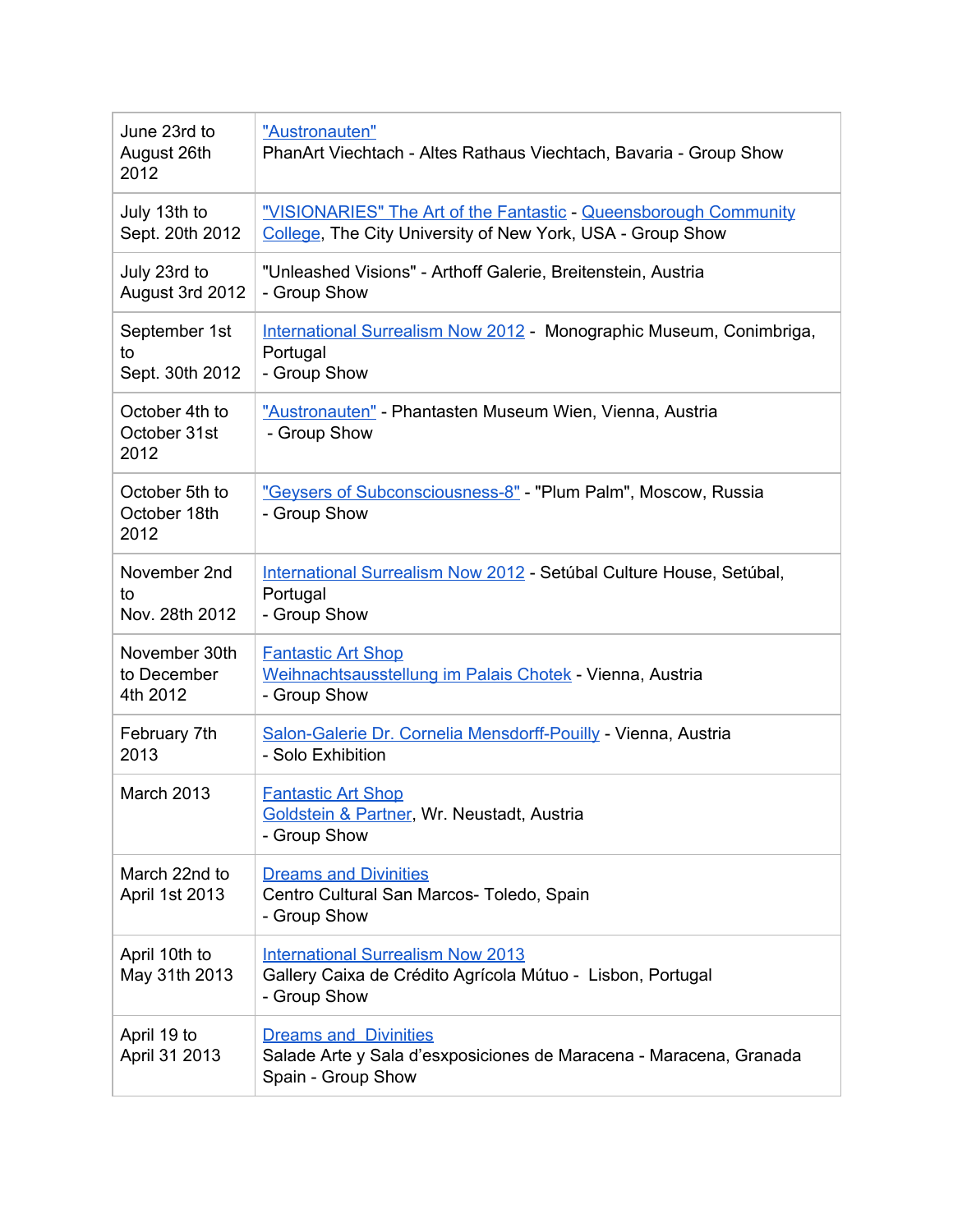| | |
|---|---|
| June 23rd to August 26th 2012 | "Austronauten" PhanArt Viechtach - Altes Rathaus Viechtach, Bavaria - Group Show |
| July 13th to Sept. 20th 2012 | "VISIONARIES" The Art of the Fantastic - Queensborough Community College, The City University of New York, USA - Group Show |
| July 23rd to August 3rd 2012 | "Unleashed Visions" - Arthoff Galerie, Breitenstein, Austria - Group Show |
| September 1st to Sept. 30th 2012 | International Surrealism Now 2012 - Monographic Museum, Conimbriga, Portugal - Group Show |
| October 4th to October 31st 2012 | "Austronauten" - Phantasten Museum Wien, Vienna, Austria - Group Show |
| October 5th to October 18th 2012 | "Geysers of Subconsciousness-8" - "Plum Palm", Moscow, Russia - Group Show |
| November 2nd to Nov. 28th 2012 | International Surrealism Now 2012 - Setúbal Culture House, Setúbal, Portugal - Group Show |
| November 30th to December 4th 2012 | Fantastic Art Shop Weihnachtsausstellung im Palais Chotek - Vienna, Austria - Group Show |
| February 7th 2013 | Salon-Galerie Dr. Cornelia Mensdorff-Pouilly - Vienna, Austria - Solo Exhibition |
| March 2013 | Fantastic Art Shop Goldstein & Partner, Wr. Neustadt, Austria - Group Show |
| March 22nd to April 1st 2013 | Dreams and Divinities Centro Cultural San Marcos- Toledo, Spain - Group Show |
| April 10th to May 31th 2013 | International Surrealism Now 2013 Gallery Caixa de Crédito Agrícola Mútuo - Lisbon, Portugal - Group Show |
| April 19 to April 31 2013 | Dreams and Divinities Salade Arte y Sala d'esxposiciones de Maracena - Maracena, Granada Spain - Group Show |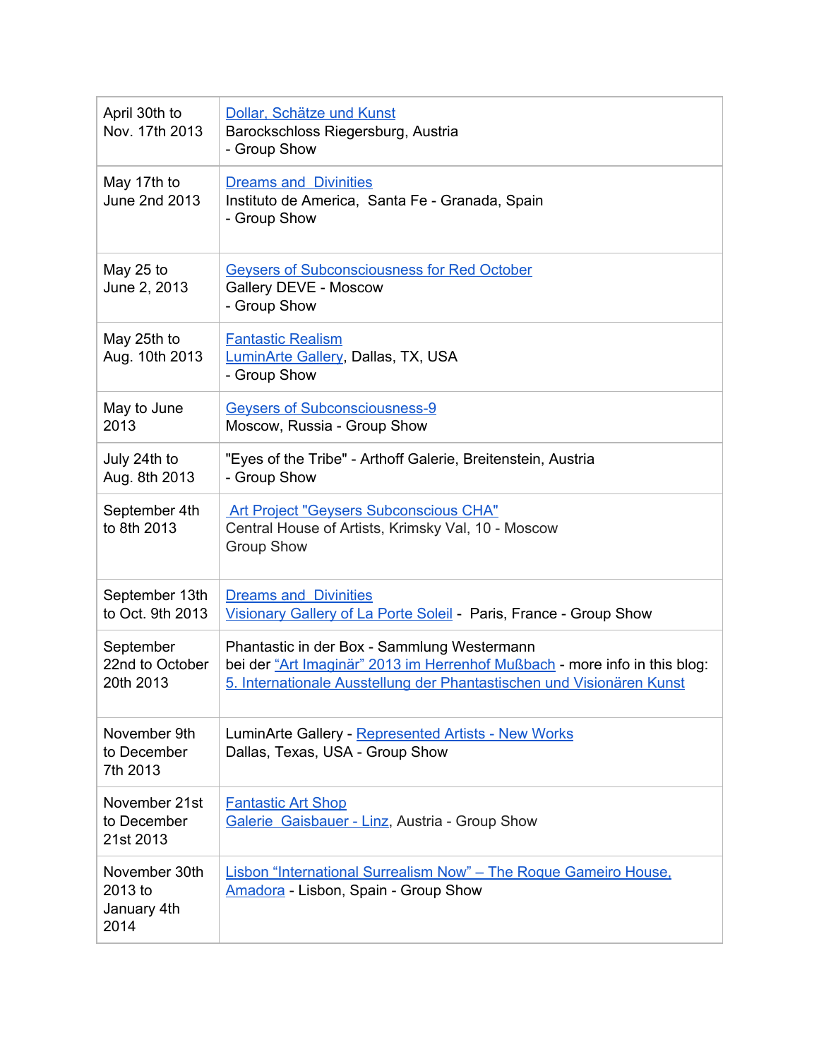| | |
|---|---|
| April 30th to Nov. 17th 2013 | Dollar, Schätze und Kunst<br>Barockschloss Riegersburg, Austria<br>- Group Show |
| May 17th to June 2nd 2013 | Dreams and Divinities<br>Instituto de America, Santa Fe - Granada, Spain<br>- Group Show |
| May 25 to June 2, 2013 | Geysers of Subconsciousness for Red October<br>Gallery DEVE - Moscow<br>- Group Show |
| May 25th to Aug. 10th 2013 | Fantastic Realism<br>LuminArte Gallery, Dallas, TX, USA<br>- Group Show |
| May to June 2013 | Geysers of Subconsciousness-9<br>Moscow, Russia - Group Show |
| July 24th to Aug. 8th 2013 | "Eyes of the Tribe" - Arthoff Galerie, Breitenstein, Austria<br>- Group Show |
| September 4th to 8th 2013 | Art Project "Geysers Subconscious CHA"<br>Central House of Artists, Krimsky Val, 10 - Moscow<br>Group Show |
| September 13th to Oct. 9th 2013 | Dreams and Divinities<br>Visionary Gallery of La Porte Soleil - Paris, France - Group Show |
| September 22nd to October 20th 2013 | Phantastic in der Box - Sammlung Westermann<br>bei der "Art Imaginär" 2013 im Herrenhof Mußbach - more info in this blog:<br>5. Internationale Ausstellung der Phantastischen und Visionären Kunst |
| November 9th to December 7th 2013 | LuminArte Gallery - Represented Artists - New Works<br>Dallas, Texas, USA - Group Show |
| November 21st to December 21st 2013 | Fantastic Art Shop<br>Galerie Gaisbauer - Linz, Austria - Group Show |
| November 30th 2013 to January 4th 2014 | Lisbon "International Surrealism Now" – The Roque Gameiro House, Amadora - Lisbon, Spain - Group Show |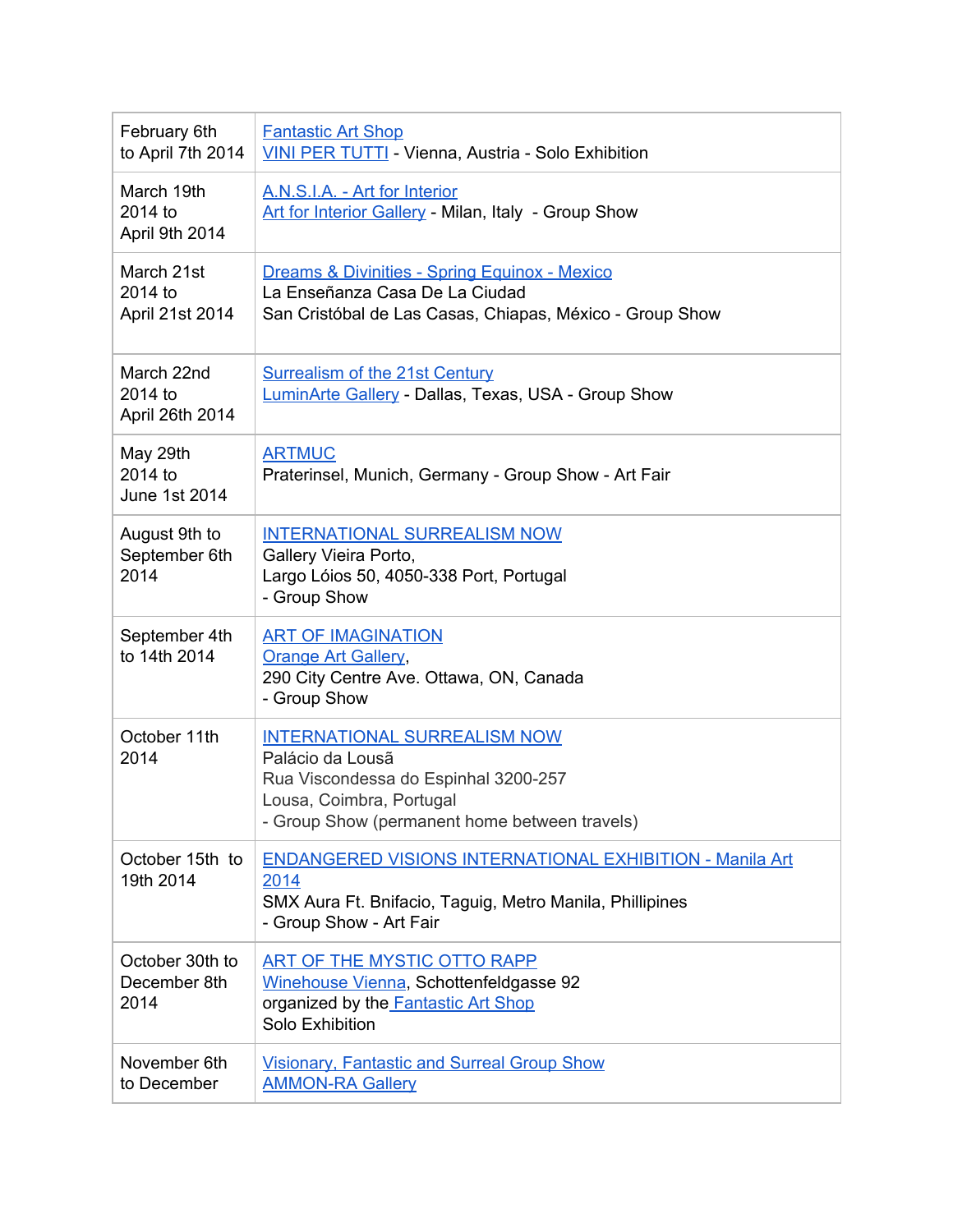| | |
|---|---|
| February 6th to April 7th 2014 | Fantastic Art Shop<br>VINI PER TUTTI - Vienna, Austria - Solo Exhibition |
| March 19th 2014 to April 9th 2014 | A.N.S.I.A. - Art for Interior<br>Art for Interior Gallery - Milan, Italy - Group Show |
| March 21st 2014 to April 21st 2014 | Dreams & Divinities - Spring Equinox - Mexico<br>La Enseñanza Casa De La Ciudad<br>San Cristóbal de Las Casas, Chiapas, México - Group Show |
| March 22nd 2014 to April 26th 2014 | Surrealism of the 21st Century<br>LuminArte Gallery - Dallas, Texas, USA - Group Show |
| May 29th 2014 to June 1st 2014 | ARTMUC<br>Praterinsel, Munich, Germany - Group Show - Art Fair |
| August 9th to September 6th 2014 | INTERNATIONAL SURREALISM NOW<br>Gallery Vieira Porto,<br>Largo Lóios 50, 4050-338 Port, Portugal<br>- Group Show |
| September 4th to 14th 2014 | ART OF IMAGINATION<br>Orange Art Gallery,<br>290 City Centre Ave. Ottawa, ON, Canada<br>- Group Show |
| October 11th 2014 | INTERNATIONAL SURREALISM NOW<br>Palácio da Lousã<br>Rua Viscondessa do Espinhal 3200-257<br>Lousa, Coimbra, Portugal<br>- Group Show (permanent home between travels) |
| October 15th to 19th 2014 | ENDANGERED VISIONS INTERNATIONAL EXHIBITION - Manila Art 2014<br>SMX Aura Ft. Bnifacio, Taguig, Metro Manila, Phillipines<br>- Group Show - Art Fair |
| October 30th to December 8th 2014 | ART OF THE MYSTIC OTTO RAPP<br>Winehouse Vienna, Schottenfeldgasse 92<br>organized by the Fantastic Art Shop<br>Solo Exhibition |
| November 6th to December | Visionary, Fantastic and Surreal Group Show<br>AMMON-RA Gallery |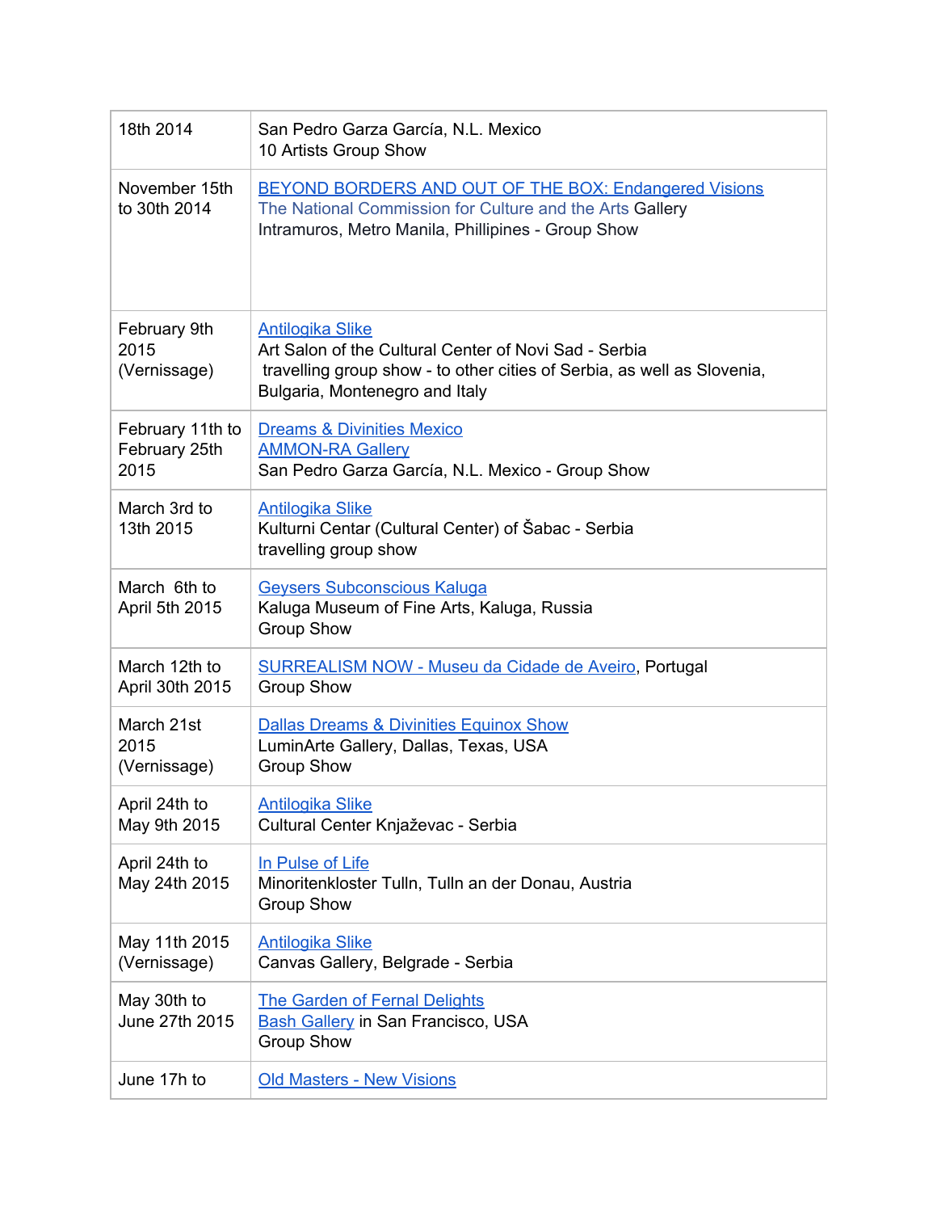| 18th 2014 | San Pedro Garza García, N.L. Mexico<br>10 Artists Group Show |
|---|---|
| November 15th to 30th 2014 | BEYOND BORDERS AND OUT OF THE BOX: Endangered Visions<br>The National Commission for Culture and the Arts Gallery<br>Intramuros, Metro Manila, Phillipines - Group Show |
| February 9th 2015 (Vernissage) | Antilogika Slike<br>Art Salon of the Cultural Center of Novi Sad - Serbia<br>travelling group show - to other cities of Serbia, as well as Slovenia, Bulgaria, Montenegro and Italy |
| February 11th to February 25th 2015 | Dreams & Divinities Mexico<br>AMMON-RA Gallery<br>San Pedro Garza García, N.L. Mexico - Group Show |
| March 3rd to 13th 2015 | Antilogika Slike<br>Kulturni Centar (Cultural Center) of Šabac - Serbia<br>travelling group show |
| March 6th to April 5th 2015 | Geysers Subconscious Kaluga<br>Kaluga Museum of Fine Arts, Kaluga, Russia<br>Group Show |
| March 12th to April 30th 2015 | SURREALISM NOW - Museu da Cidade de Aveiro, Portugal<br>Group Show |
| March 21st 2015 (Vernissage) | Dallas Dreams & Divinities Equinox Show<br>LuminArte Gallery, Dallas, Texas, USA<br>Group Show |
| April 24th to May 9th 2015 | Antilogika Slike<br>Cultural Center Knjaževac - Serbia |
| April 24th to May 24th 2015 | In Pulse of Life<br>Minoritenkloster Tulln, Tulln an der Donau, Austria<br>Group Show |
| May 11th 2015 (Vernissage) | Antilogika Slike<br>Canvas Gallery, Belgrade - Serbia |
| May 30th to June 27th 2015 | The Garden of Fernal Delights<br>Bash Gallery in San Francisco, USA<br>Group Show |
| June 17h to | Old Masters - New Visions |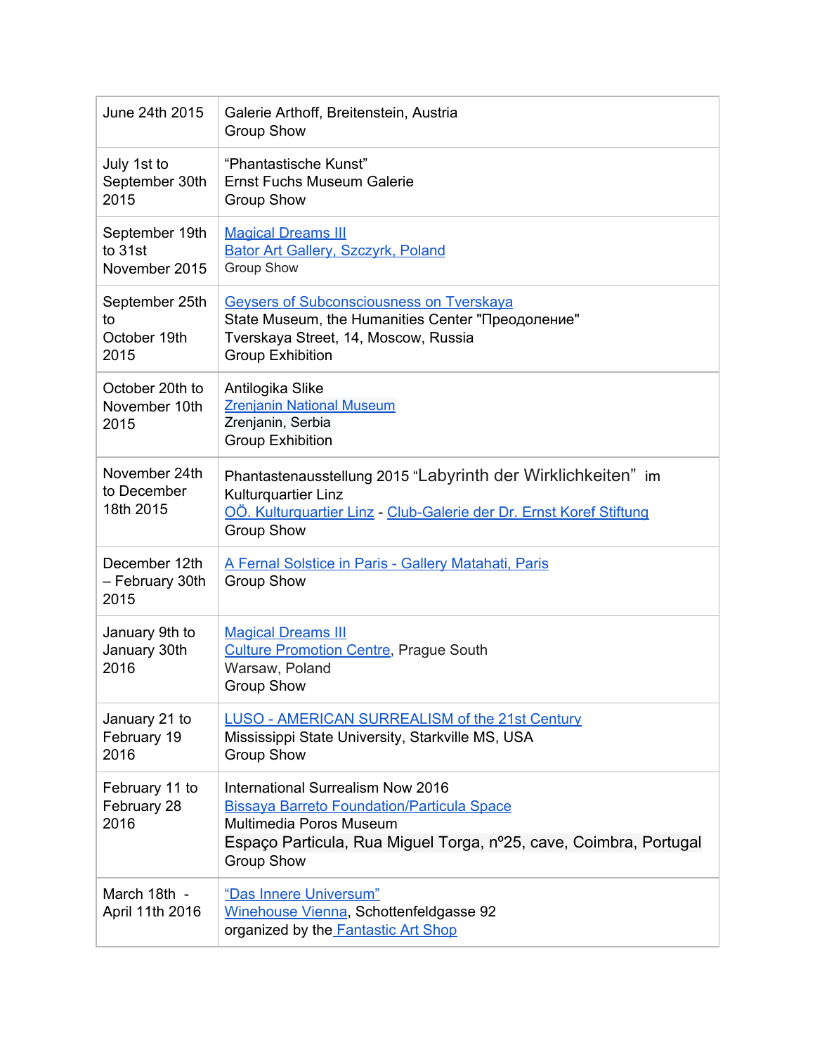| | |
|---|---|
| June 24th 2015 | Galerie Arthoff, Breitenstein, Austria<br>Group Show |
| July 1st to September 30th 2015 | “Phantastische Kunst”<br>Ernst Fuchs Museum Galerie<br>Group Show |
| September 19th to 31st November 2015 | Magical Dreams III<br>Bator Art Gallery, Szczyrk, Poland<br>Group Show |
| September 25th to October 19th 2015 | Geysers of Subconsciousness on Tverskaya<br>State Museum, the Humanities Center "Преодоление"<br>Tverskaya Street, 14, Moscow, Russia<br>Group Exhibition |
| October 20th to November 10th 2015 | Antilogika Slike<br>Zrenjanin National Museum<br>Zrenjanin, Serbia<br>Group Exhibition |
| November 24th to December 18th 2015 | Phantastenausstellung 2015 “Labyrinth der Wirklichkeiten” im Kulturquartier Linz<br>OÖ. Kulturquartier Linz - Club-Galerie der Dr. Ernst Koref Stiftung<br>Group Show |
| December 12th – February 30th 2015 | A Fernal Solstice in Paris - Gallery Matahati, Paris<br>Group Show |
| January 9th to January 30th 2016 | Magical Dreams III<br>Culture Promotion Centre, Prague South<br>Warsaw, Poland<br>Group Show |
| January 21 to February 19 2016 | LUSO - AMERICAN SURREALISM of the 21st Century<br>Mississippi State University, Starkville MS, USA<br>Group Show |
| February 11 to February 28 2016 | International Surrealism Now 2016<br>Bissaya Barreto Foundation/Particula Space<br>Multimedia Poros Museum<br>Espaço Particula, Rua Miguel Torga, nº25, cave, Coimbra, Portugal<br>Group Show |
| March 18th - April 11th 2016 | “Das Innere Universum”<br>Winehouse Vienna, Schottenfeldgasse 92<br>organized by the Fantastic Art Shop |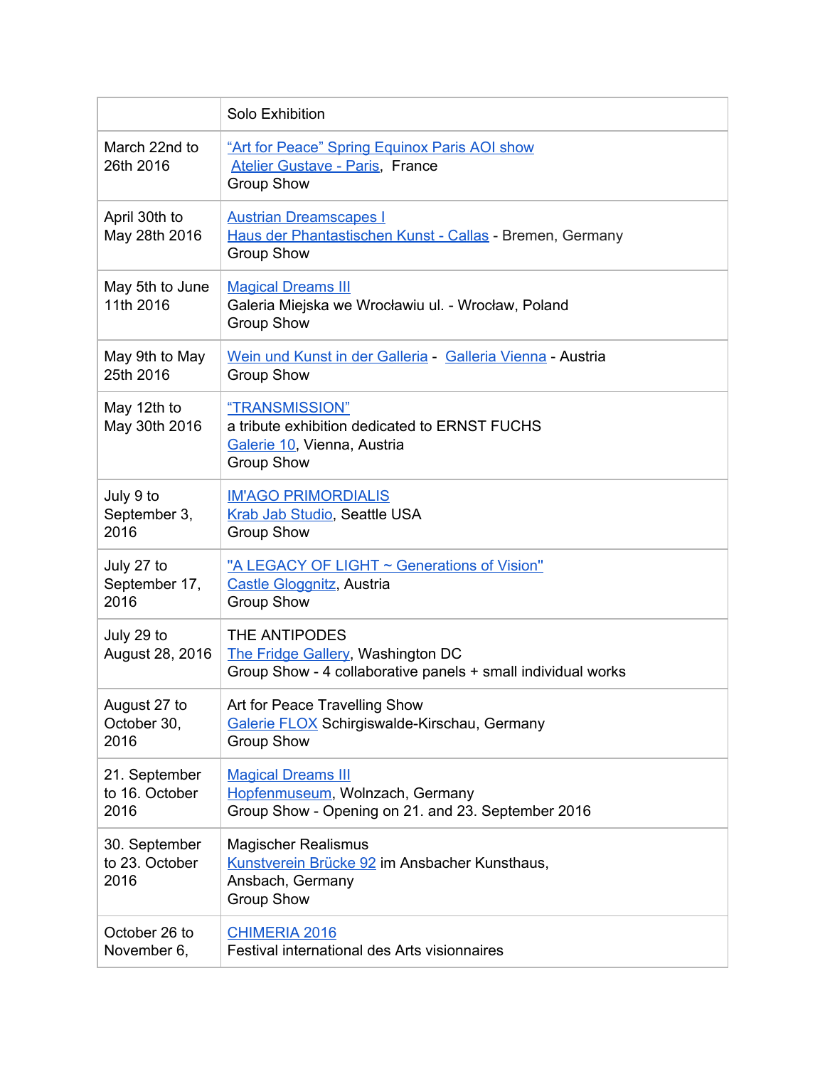|  | Solo Exhibition |
|---|---|
| March 22nd to 26th 2016 | "Art for Peace" Spring Equinox Paris AOI show<br>Atelier Gustave - Paris, France<br>Group Show |
| April 30th to May 28th 2016 | Austrian Dreamscapes I<br>Haus der Phantastischen Kunst - Callas - Bremen, Germany<br>Group Show |
| May 5th to June 11th 2016 | Magical Dreams III<br>Galeria Miejska we Wrocławiu ul. - Wrocław, Poland<br>Group Show |
| May 9th to May 25th 2016 | Wein und Kunst in der Galleria - Galleria Vienna - Austria<br>Group Show |
| May 12th to May 30th 2016 | "TRANSMISSION"<br>a tribute exhibition dedicated to ERNST FUCHS<br>Galerie 10, Vienna, Austria<br>Group Show |
| July 9 to September 3, 2016 | IM'AGO PRIMORDIALIS<br>Krab Jab Studio, Seattle USA<br>Group Show |
| July 27 to September 17, 2016 | "A LEGACY OF LIGHT ~ Generations of Vision"<br>Castle Gloggnitz, Austria<br>Group Show |
| July 29 to August 28, 2016 | THE ANTIPODES<br>The Fridge Gallery, Washington DC<br>Group Show - 4 collaborative panels + small individual works |
| August 27 to October 30, 2016 | Art for Peace Travelling Show<br>Galerie FLOX Schirgiswalde-Kirschau, Germany<br>Group Show |
| 21. September to 16. October 2016 | Magical Dreams III<br>Hopfenmuseum, Wolnzach, Germany<br>Group Show - Opening on 21. and 23. September 2016 |
| 30. September to 23. October 2016 | Magischer Realismus<br>Kunstverein Brücke 92 im Ansbacher Kunsthaus, Ansbach, Germany<br>Group Show |
| October 26 to November 6, | CHIMERIA 2016<br>Festival international des Arts visionnaires |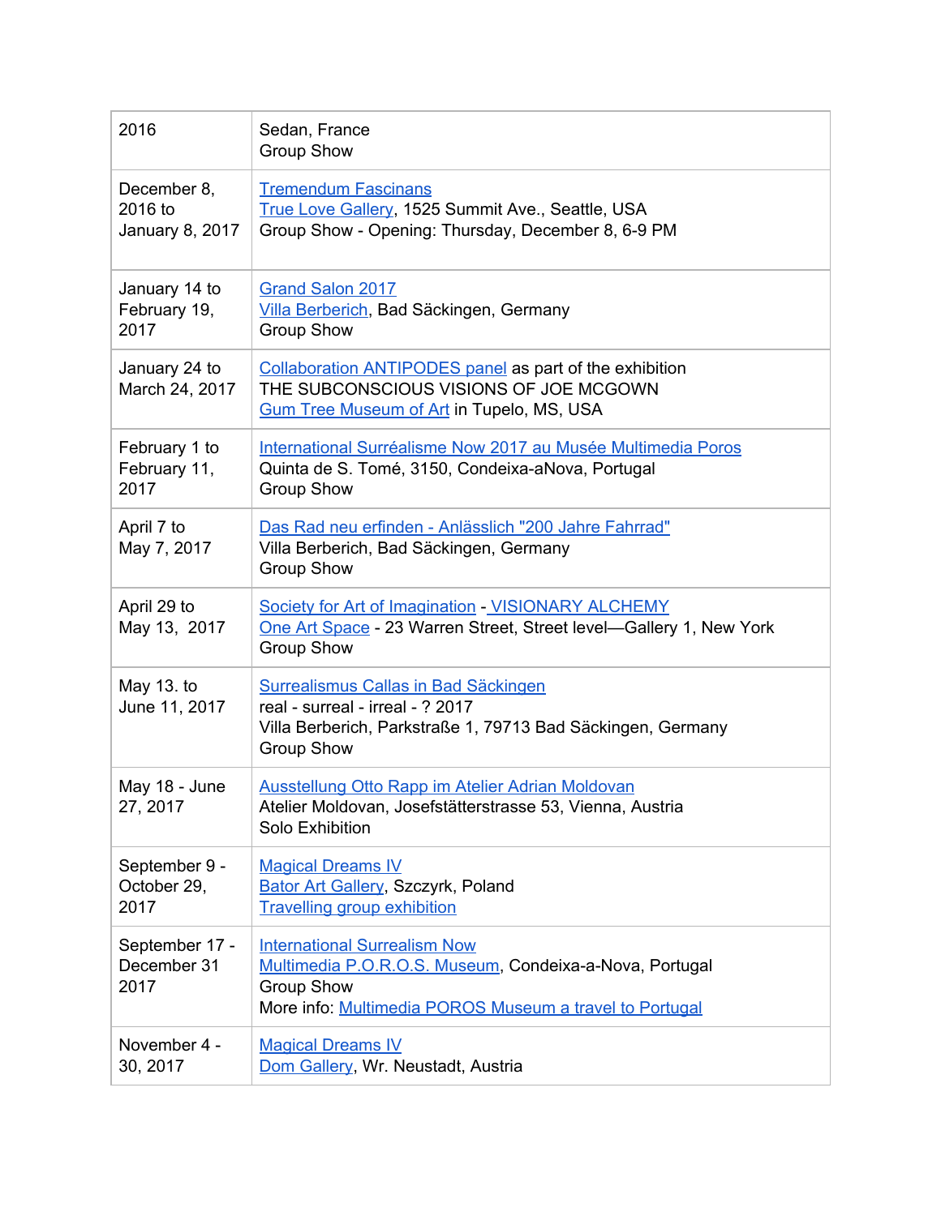| | |
|---|---|
| 2016 | Sedan, France<br>Group Show |
| December 8, 2016 to January 8, 2017 | Tremendum Fascinans<br>True Love Gallery, 1525 Summit Ave., Seattle, USA<br>Group Show - Opening: Thursday, December 8, 6-9 PM |
| January 14 to February 19, 2017 | Grand Salon 2017<br>Villa Berberich, Bad Säckingen, Germany<br>Group Show |
| January 24 to March 24, 2017 | Collaboration ANTIPODES panel as part of the exhibition<br>THE SUBCONSCIOUS VISIONS OF JOE MCGOWN<br>Gum Tree Museum of Art in Tupelo, MS, USA |
| February 1 to February 11, 2017 | International Surréalisme Now 2017 au Musée Multimedia Poros<br>Quinta de S. Tomé, 3150, Condeixa-aNova, Portugal<br>Group Show |
| April 7 to May 7, 2017 | Das Rad neu erfinden - Anlässlich "200 Jahre Fahrrad"<br>Villa Berberich, Bad Säckingen, Germany<br>Group Show |
| April 29 to May 13, 2017 | Society for Art of Imagination - VISIONARY ALCHEMY<br>One Art Space - 23 Warren Street, Street level—Gallery 1, New York<br>Group Show |
| May 13. to June 11, 2017 | Surrealismus Callas in Bad Säckingen<br>real - surreal - irreal - ? 2017<br>Villa Berberich, Parkstraße 1, 79713 Bad Säckingen, Germany<br>Group Show |
| May 18 - June 27, 2017 | Ausstellung Otto Rapp im Atelier Adrian Moldovan<br>Atelier Moldovan, Josefstätterstrasse 53, Vienna, Austria<br>Solo Exhibition |
| September 9 - October 29, 2017 | Magical Dreams IV<br>Bator Art Gallery, Szczyrk, Poland<br>Travelling group exhibition |
| September 17 - December 31 2017 | International Surrealism Now<br>Multimedia P.O.R.O.S. Museum, Condeixa-a-Nova, Portugal<br>Group Show<br>More info: Multimedia POROS Museum a travel to Portugal |
| November 4 - 30, 2017 | Magical Dreams IV<br>Dom Gallery, Wr. Neustadt, Austria |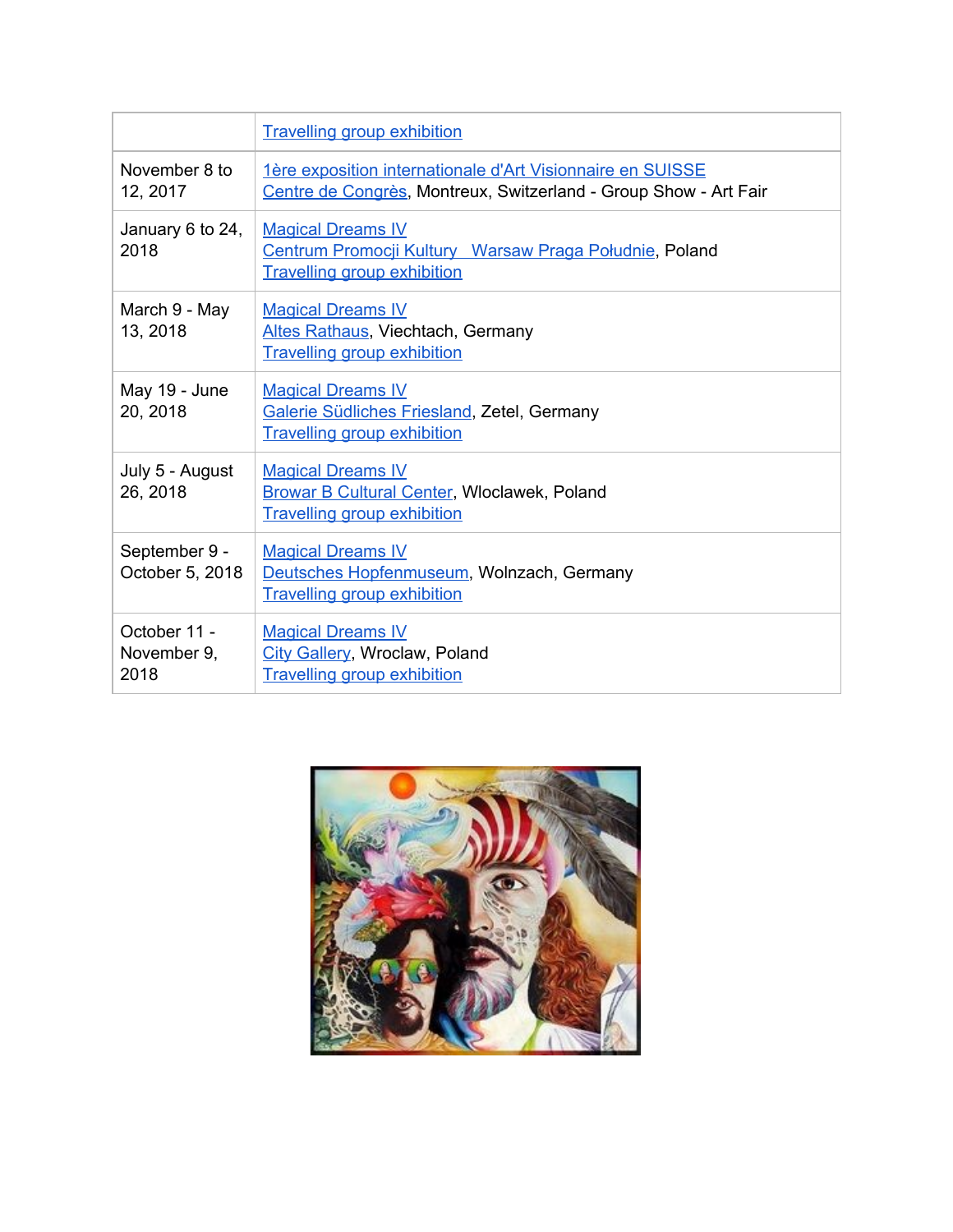| | |
|---|---|
| | Travelling group exhibition |
| November 8 to 12, 2017 | 1ère exposition internationale d'Art Visionnaire en SUISSE<br>Centre de Congrès, Montreux, Switzerland - Group Show - Art Fair |
| January 6 to 24, 2018 | Magical Dreams IV<br>Centrum Promocji Kultury  Warsaw Praga Południe, Poland<br>Travelling group exhibition |
| March 9 - May 13, 2018 | Magical Dreams IV<br>Altes Rathaus, Viechtach, Germany<br>Travelling group exhibition |
| May 19 - June 20, 2018 | Magical Dreams IV<br>Galerie Südliches Friesland, Zetel, Germany<br>Travelling group exhibition |
| July 5 - August 26, 2018 | Magical Dreams IV<br>Browar B Cultural Center, Wloclawek, Poland<br>Travelling group exhibition |
| September 9 - October 5, 2018 | Magical Dreams IV<br>Deutsches Hopfenmuseum, Wolnzach, Germany<br>Travelling group exhibition |
| October 11 - November 9, 2018 | Magical Dreams IV<br>City Gallery, Wroclaw, Poland<br>Travelling group exhibition |